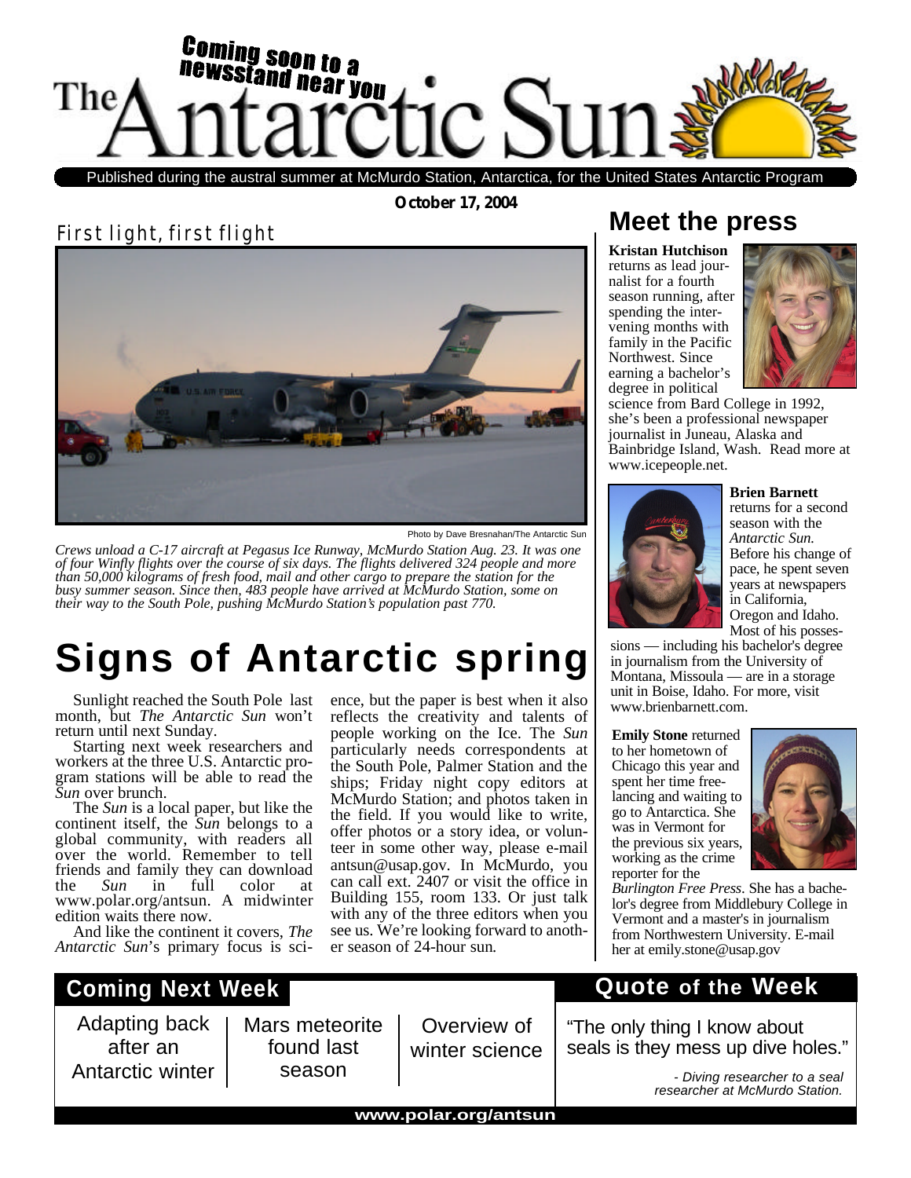# The Antarctic Sun

Coming soon to a newsstand near you

Published during the austral summer at McMurdo Station, Antarctica, for the United States Antarctic Program

**October 17, 2004**

## First light, first flight

Photo by Dave Bresnahan/The Antarctic Sun

*Crews unload a C-17 aircraft at Pegasus Ice Runway, McMurdo Station Aug. 23. It was one of four Winfly flights over the course of six days. The flights delivered 324 people and more than 50,000 kilograms of fresh food, mail and other cargo to prepare the station for the busy summer season. Since then, 483 people have arrived at McMurdo Station, some on their way to the South Pole, pushing McMurdo Station's population past 770.*

# Signs of Antarctic spring

Sunlight reached the South Pole last month, but *The Antarctic Sun* won't return until next Sunday.

Starting next week researchers and workers at the three U.S. Antarctic program stations will be able to read the *Sun* over brunch.

The *Sun* is a local paper, but like the continent itself, the *Sun* belongs to a global community, with readers all over the world. Remember to tell friends and family they can download the *Sun* in full color at www.polar.org/antsun. A midwinter edition waits there now.

And like the continent it covers, *The Antarctic Sun*'s primary focus is science, but the paper is best when it also reflects the creativity and talents of people working on the Ice. The *Sun* particularly needs correspondents at the South Pole, Palmer Station and the ships; Friday night copy editors at McMurdo Station; and photos taken in the field. If you would like to write, offer photos or a story idea, or volunteer in some other way, please e-mail antsun@usap.gov. In McMurdo, you can call ext. 2407 or visit the office in Building 155, room 133. Or just talk with any of the three editors when you see us. We're looking forward to another season of 24-hour sun.

## Meet the press

**Kristan Hutchison** returns as lead journalist for a fourth season running, after spending the intervening months with family in the Pacific Northwest. Since earning a bachelor's degree in political science from Bard College in 1992, she's been a professional newspaper journalist in Juneau, Alaska and Bainbridge Island, Wash. Read more at www.icepeople.net.

**Brien Barnett** returns for a second season with the *Antarctic Sun.* Before his change of pace, he spent seven years at newspapers in California, Oregon and Idaho. Most of his possessions — including his bachelor's degree in journalism from the University of Montana, Missoula — are in a storage unit in Boise, Idaho. For more, visit www.brienbarnett.com.

**Emily Stone** returned to her hometown of Chicago this year and spent her time freelancing and waiting to go to Antarctica. She was in Vermont for the previous six years, working as the crime reporter for the *Burlington Free Press*. She has a bachelor's degree from Middlebury College in Vermont and a master's in journalism from Northwestern University. E-mail her at emily.stone@usap.gov

## Coming Next Week

- Adapting back after an Antarctic winter
- Mars meteorite found last season
- Overview of winter science

## Quote of the Week

"The only thing I know about seals is they mess up dive holes."

*- Diving researcher to a seal researcher at McMurdo Station.*

**www.polar.org/antsun**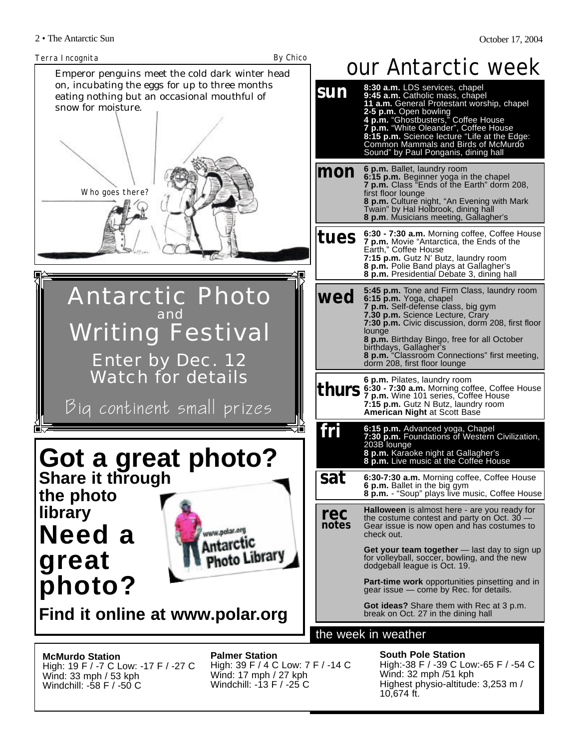Terra Incognita

By Chico

Emperor penguins meet the cold dark winter head on, incubating the eggs for up to three months eating nothing but an occasional mouthful of snow for moisture.

Who goes there?

## Antarctic Photo and Writing Festival

Enter by Dec. 12
Watch for details

Big continent small prizes

## Got a great photo?

**Share it through the photo library**

## Need a great photo?

**Find it online at www.polar.org**

www.polar.org
Antarctic Photo Library

# our Antarctic week

## sun

**8:30 a.m.** LDS services, chapel
**9:45 a.m.** Catholic mass, chapel
**11 a.m.** General Protestant worship, chapel
**2-5 p.m.** Open bowling
**4 p.m.** "Ghostbusters," Coffee House
**7 p.m.** "White Oleander", Coffee House
**8:15 p.m.** Science lecture "Life at the Edge: Common Mammals and Birds of McMurdo Sound" by Paul Ponganis, dining hall

## mon

**6 p.m.** Ballet, laundry room
**6:15 p.m.** Beginner yoga in the chapel
**7 p.m.** Class "Ends of the Earth" dorm 208, first floor lounge
**8 p.m.** Culture night, "An Evening with Mark Twain" by Hal Holbrook, dining hall
**8 p.m**. Musicians meeting, Gallagher's

## tues

**6:30 - 7:30 a.m.** Morning coffee, Coffee House
**7 p.m.** Movie "Antarctica, the Ends of the Earth," Coffee House
**7:15 p.m.** Gutz N' Butz, laundry room
**8 p.m.** Polie Band plays at Gallagher's
**8 p.m.** Presidential Debate 3, dining hall

## wed

**5:45 p.m.** Tone and Firm Class, laundry room
**6:15 p.m.** Yoga, chapel
**7 p.m.** Self-defense class, big gym
**7.30 p.m.** Science Lecture, Crary
**7:30 p.m.** Civic discussion, dorm 208, first floor lounge
**8 p.m.** Birthday Bingo, free for all October birthdays, Gallagher's
**8 p.m.** "Classroom Connections" first meeting, dorm 208, first floor lounge

## thurs

**6 p.m.** Pilates, laundry room
**6:30 - 7:30 a.m.** Morning coffee, Coffee House
**7 p.m.** Wine 101 series, Coffee House
**7:15 p.m.** Gutz N Butz, laundry room
**American Night** at Scott Base

## fri

**6:15 p.m.** Advanced yoga, Chapel
**7:30 p.m.** Foundations of Western Civilization, 203B lounge
**8 p.m.** Karaoke night at Gallagher's
**8 p.m.** Live music at the Coffee House

## sat

**6:30-7:30 a.m.** Morning coffee, Coffee House
**6 p.m.** Ballet in the big gym
**8 p.m.** - "Soup" plays live music, Coffee House

## rec notes

**Halloween** is almost here - are you ready for the costume contest and party on Oct. 30 — Gear issue is now open and has costumes to check out.

**Get your team together** — last day to sign up for volleyball, soccer, bowling, and the new dodgeball league is Oct. 19.

**Part-time work** opportunities pinsetting and in gear issue — come by Rec. for details.

**Got ideas?** Share them with Rec at 3 p.m. break on Oct. 27 in the dining hall

## the week in weather

**McMurdo Station**
High: 19 F / -7 C Low: -17 F / -27 C
Wind: 33 mph / 53 kph
Windchill: -58 F / -50 C

**Palmer Station**
High: 39 F / 4 C Low: 7 F / -14 C
Wind: 17 mph / 27 kph
Windchill: -13 F / -25 C

**South Pole Station**
High:-38 F / -39 C Low:-65 F / -54 C
Wind: 32 mph /51 kph
Highest physio-altitude: 3,253 m / 10,674 ft.